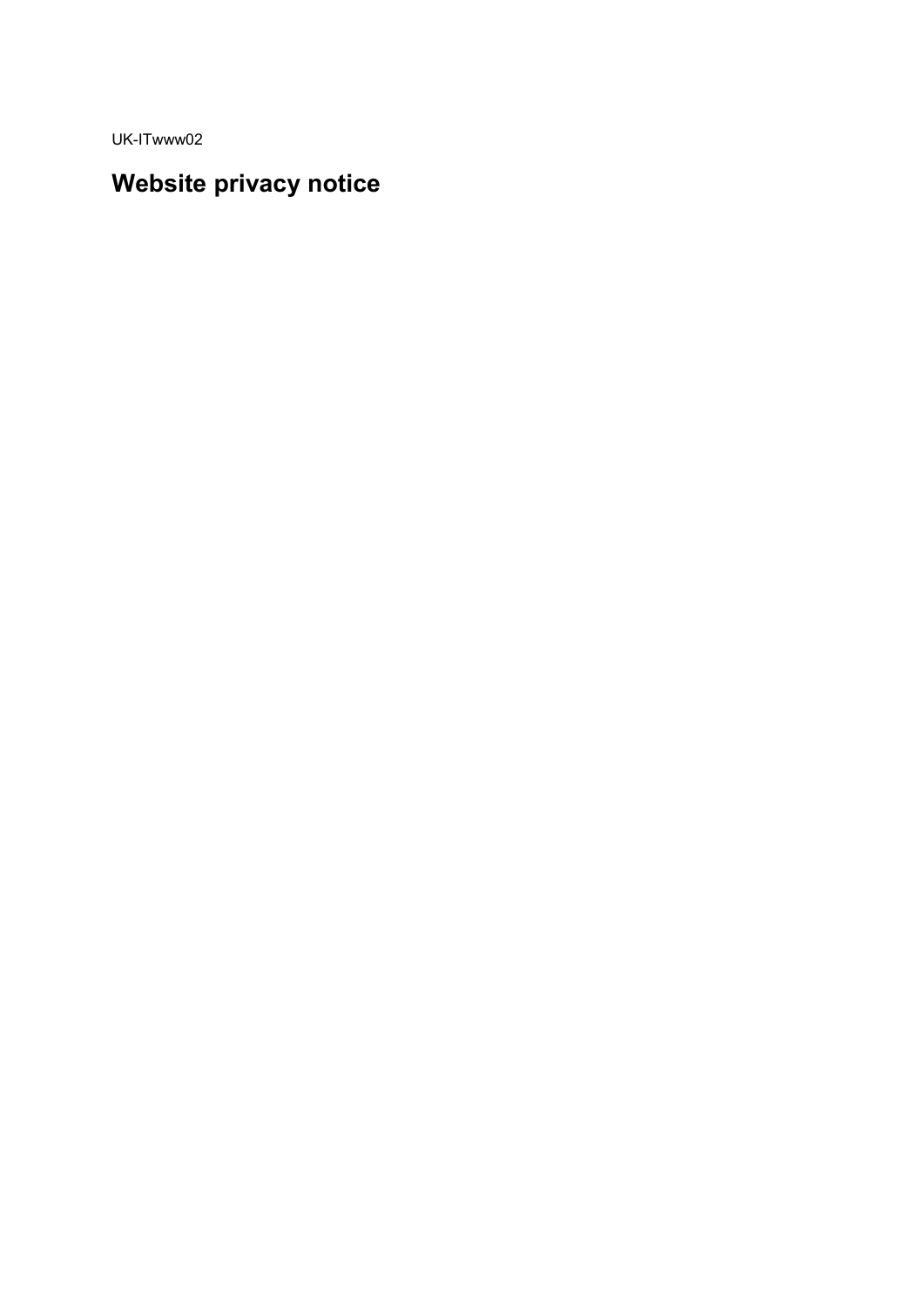UK-ITwww02

# Website privacy notice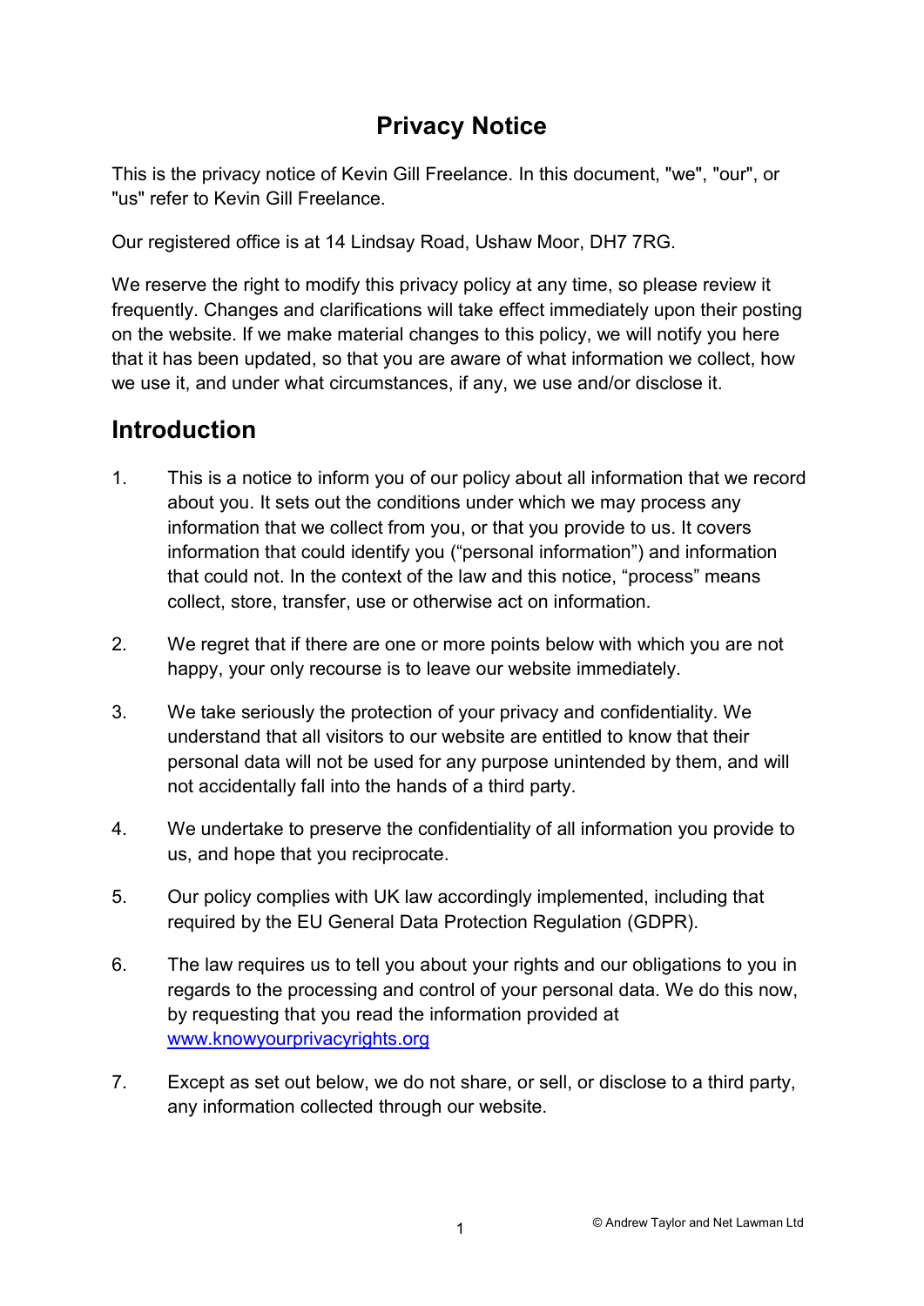# Privacy Notice

This is the privacy notice of Kevin Gill Freelance. In this document, "we", "our", or "us" refer to Kevin Gill Freelance.

Our registered office is at 14 Lindsay Road, Ushaw Moor, DH7 7RG.

We reserve the right to modify this privacy policy at any time, so please review it frequently. Changes and clarifications will take effect immediately upon their posting on the website. If we make material changes to this policy, we will notify you here that it has been updated, so that you are aware of what information we collect, how we use it, and under what circumstances, if any, we use and/or disclose it.

## Introduction

1. This is a notice to inform you of our policy about all information that we record about you. It sets out the conditions under which we may process any information that we collect from you, or that you provide to us. It covers information that could identify you ("personal information") and information that could not. In the context of the law and this notice, "process" means collect, store, transfer, use or otherwise act on information.

2. We regret that if there are one or more points below with which you are not happy, your only recourse is to leave our website immediately.

3. We take seriously the protection of your privacy and confidentiality. We understand that all visitors to our website are entitled to know that their personal data will not be used for any purpose unintended by them, and will not accidentally fall into the hands of a third party.

4. We undertake to preserve the confidentiality of all information you provide to us, and hope that you reciprocate.

5. Our policy complies with UK law accordingly implemented, including that required by the EU General Data Protection Regulation (GDPR).

6. The law requires us to tell you about your rights and our obligations to you in regards to the processing and control of your personal data. We do this now, by requesting that you read the information provided at [www.knowyourprivacyrights.org](http://www.knowyourprivacyrights.org)

7. Except as set out below, we do not share, or sell, or disclose to a third party, any information collected through our website.

© Andrew Taylor and Net Lawman Ltd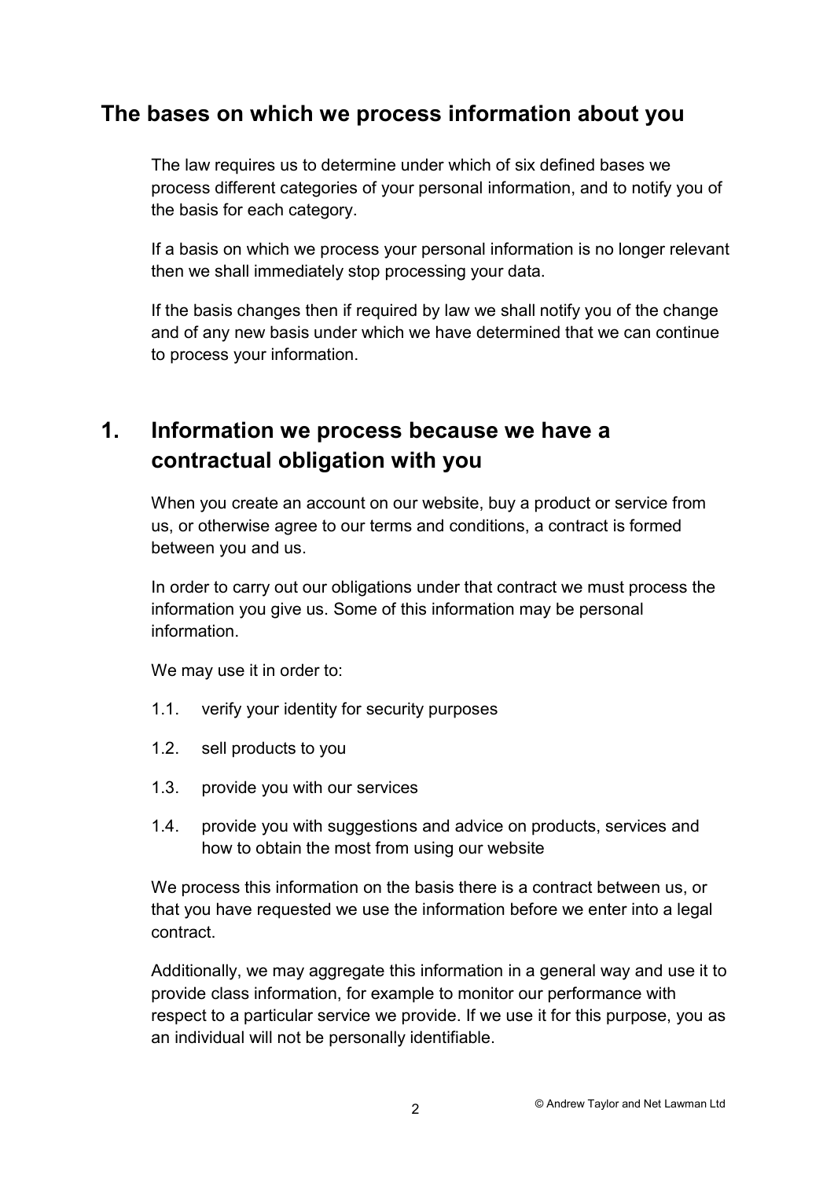## The bases on which we process information about you

The law requires us to determine under which of six defined bases we process different categories of your personal information, and to notify you of the basis for each category.

If a basis on which we process your personal information is no longer relevant then we shall immediately stop processing your data.

If the basis changes then if required by law we shall notify you of the change and of any new basis under which we have determined that we can continue to process your information.

## 1. Information we process because we have a contractual obligation with you

When you create an account on our website, buy a product or service from us, or otherwise agree to our terms and conditions, a contract is formed between you and us.

In order to carry out our obligations under that contract we must process the information you give us. Some of this information may be personal information.

We may use it in order to:

1.1. verify your identity for security purposes

1.2. sell products to you

1.3. provide you with our services

1.4. provide you with suggestions and advice on products, services and how to obtain the most from using our website

We process this information on the basis there is a contract between us, or that you have requested we use the information before we enter into a legal contract.

Additionally, we may aggregate this information in a general way and use it to provide class information, for example to monitor our performance with respect to a particular service we provide. If we use it for this purpose, you as an individual will not be personally identifiable.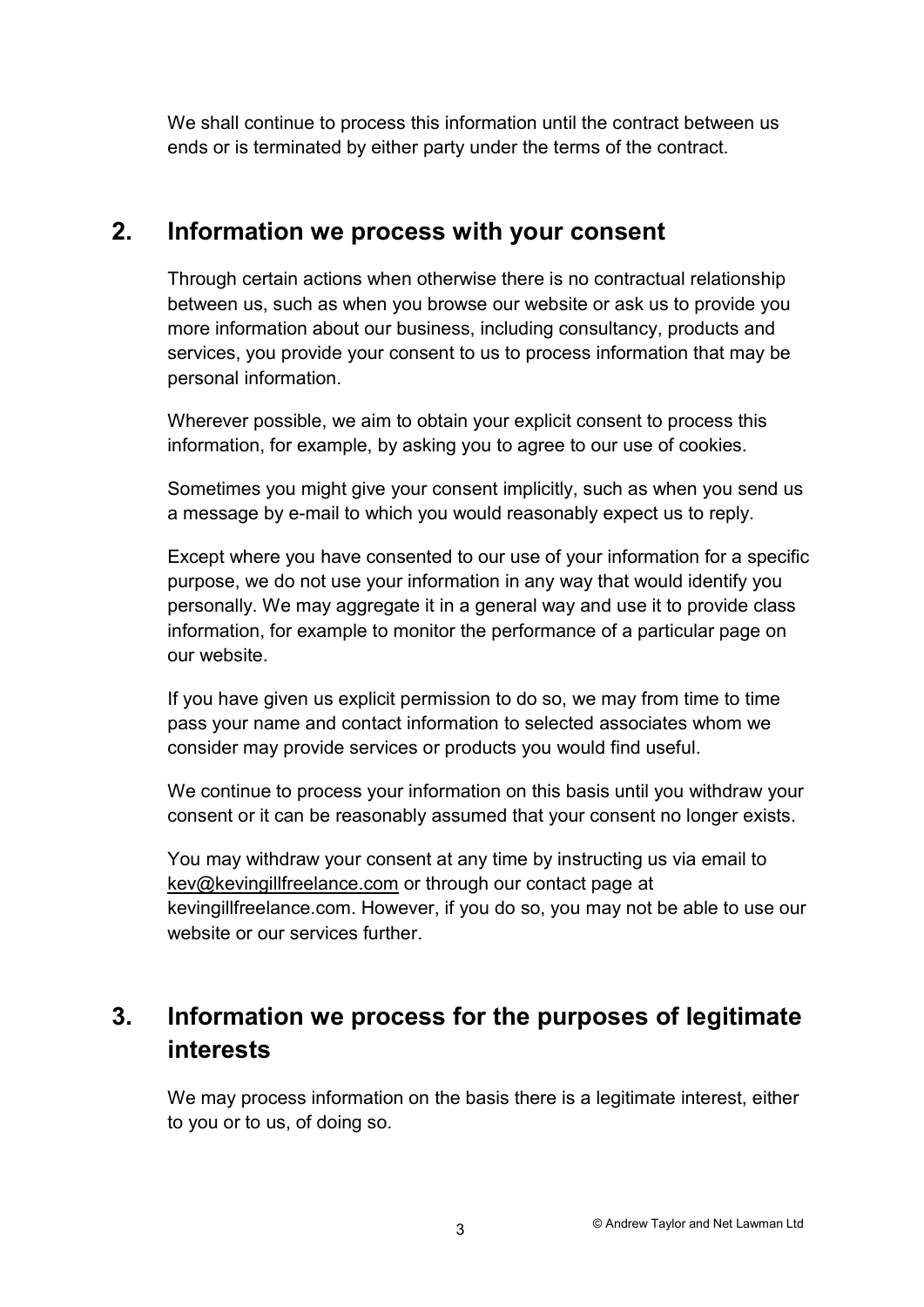We shall continue to process this information until the contract between us ends or is terminated by either party under the terms of the contract.

## 2. Information we process with your consent

Through certain actions when otherwise there is no contractual relationship between us, such as when you browse our website or ask us to provide you more information about our business, including consultancy, products and services, you provide your consent to us to process information that may be personal information.

Wherever possible, we aim to obtain your explicit consent to process this information, for example, by asking you to agree to our use of cookies.

Sometimes you might give your consent implicitly, such as when you send us a message by e-mail to which you would reasonably expect us to reply.

Except where you have consented to our use of your information for a specific purpose, we do not use your information in any way that would identify you personally. We may aggregate it in a general way and use it to provide class information, for example to monitor the performance of a particular page on our website.

If you have given us explicit permission to do so, we may from time to time pass your name and contact information to selected associates whom we consider may provide services or products you would find useful.

We continue to process your information on this basis until you withdraw your consent or it can be reasonably assumed that your consent no longer exists.

You may withdraw your consent at any time by instructing us via email to kev@kevingillfreelance.com or through our contact page at kevingillfreelance.com. However, if you do so, you may not be able to use our website or our services further.

## 3. Information we process for the purposes of legitimate interests

We may process information on the basis there is a legitimate interest, either to you or to us, of doing so.

© Andrew Taylor and Net Lawman Ltd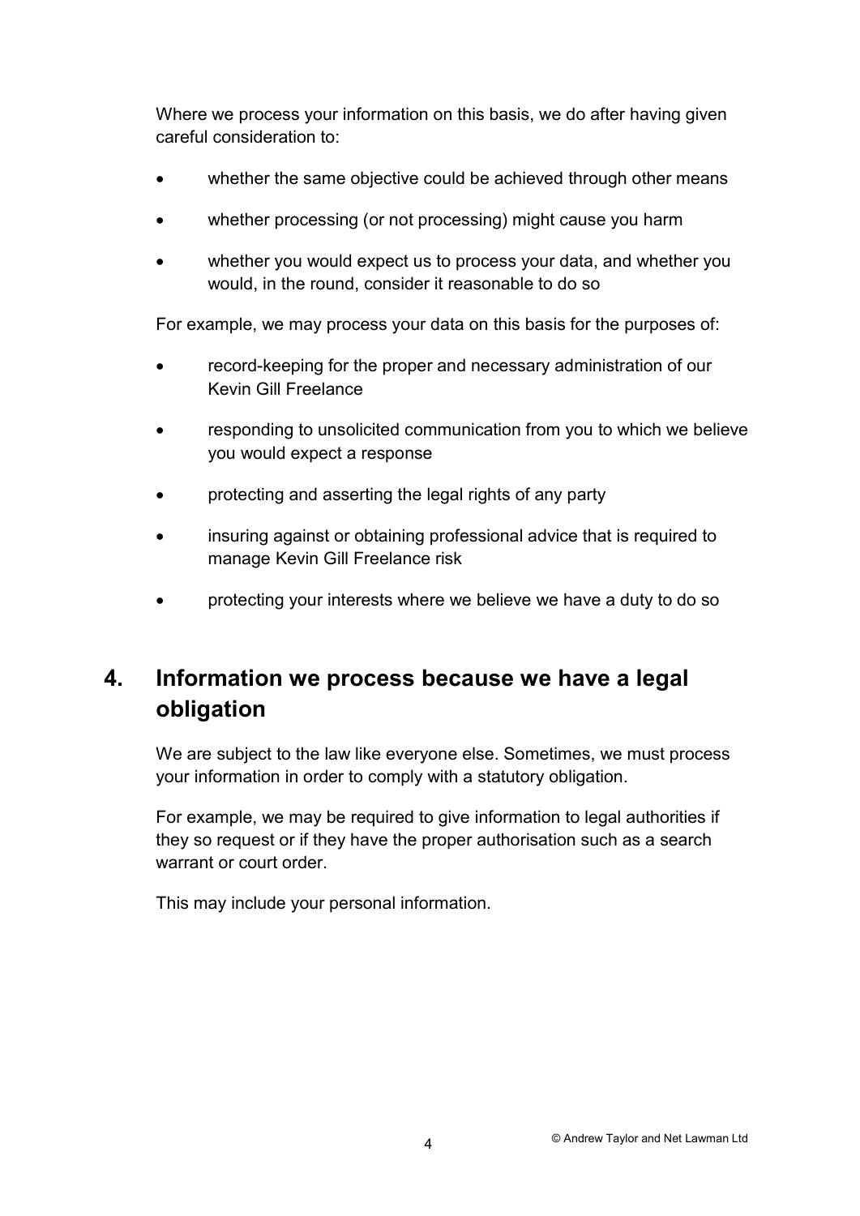Where we process your information on this basis, we do after having given careful consideration to:

- whether the same objective could be achieved through other means
- whether processing (or not processing) might cause you harm
- whether you would expect us to process your data, and whether you would, in the round, consider it reasonable to do so

For example, we may process your data on this basis for the purposes of:

- record-keeping for the proper and necessary administration of our Kevin Gill Freelance
- responding to unsolicited communication from you to which we believe you would expect a response
- protecting and asserting the legal rights of any party
- insuring against or obtaining professional advice that is required to manage Kevin Gill Freelance risk
- protecting your interests where we believe we have a duty to do so

## 4. Information we process because we have a legal obligation

We are subject to the law like everyone else. Sometimes, we must process your information in order to comply with a statutory obligation.

For example, we may be required to give information to legal authorities if they so request or if they have the proper authorisation such as a search warrant or court order.

This may include your personal information.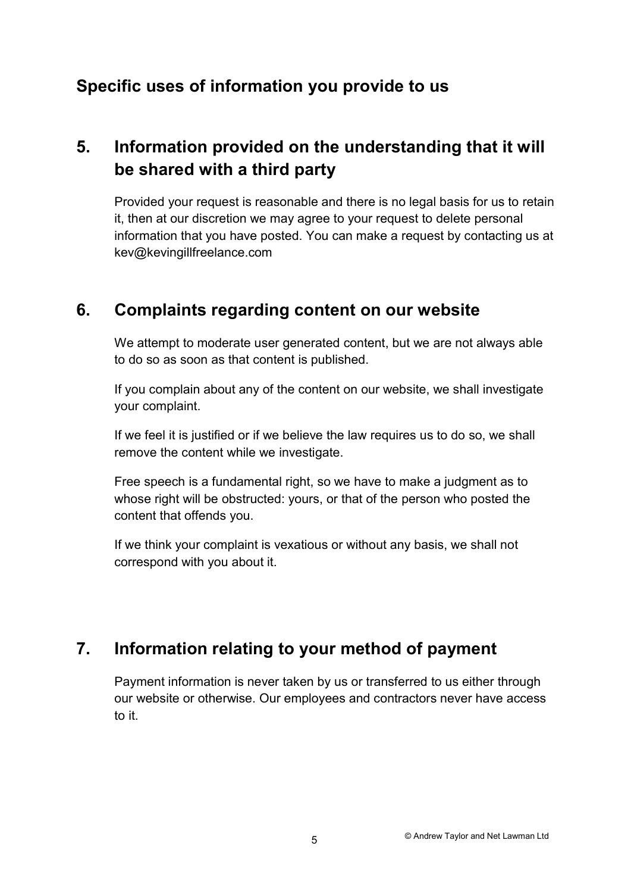## Specific uses of information you provide to us

## 5. Information provided on the understanding that it will be shared with a third party

Provided your request is reasonable and there is no legal basis for us to retain it, then at our discretion we may agree to your request to delete personal information that you have posted. You can make a request by contacting us at kev@kevingillfreelance.com

## 6. Complaints regarding content on our website

We attempt to moderate user generated content, but we are not always able to do so as soon as that content is published.

If you complain about any of the content on our website, we shall investigate your complaint.

If we feel it is justified or if we believe the law requires us to do so, we shall remove the content while we investigate.

Free speech is a fundamental right, so we have to make a judgment as to whose right will be obstructed: yours, or that of the person who posted the content that offends you.

If we think your complaint is vexatious or without any basis, we shall not correspond with you about it.

## 7. Information relating to your method of payment

Payment information is never taken by us or transferred to us either through our website or otherwise. Our employees and contractors never have access to it.

© Andrew Taylor and Net Lawman Ltd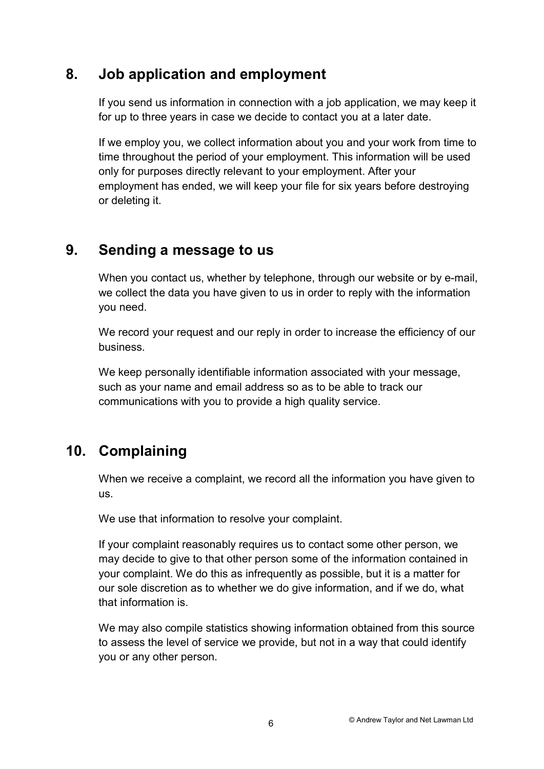## 8. Job application and employment

If you send us information in connection with a job application, we may keep it for up to three years in case we decide to contact you at a later date.

If we employ you, we collect information about you and your work from time to time throughout the period of your employment. This information will be used only for purposes directly relevant to your employment. After your employment has ended, we will keep your file for six years before destroying or deleting it.

## 9. Sending a message to us

When you contact us, whether by telephone, through our website or by e-mail, we collect the data you have given to us in order to reply with the information you need.

We record your request and our reply in order to increase the efficiency of our business.

We keep personally identifiable information associated with your message, such as your name and email address so as to be able to track our communications with you to provide a high quality service.

## 10. Complaining

When we receive a complaint, we record all the information you have given to us.

We use that information to resolve your complaint.

If your complaint reasonably requires us to contact some other person, we may decide to give to that other person some of the information contained in your complaint. We do this as infrequently as possible, but it is a matter for our sole discretion as to whether we do give information, and if we do, what that information is.

We may also compile statistics showing information obtained from this source to assess the level of service we provide, but not in a way that could identify you or any other person.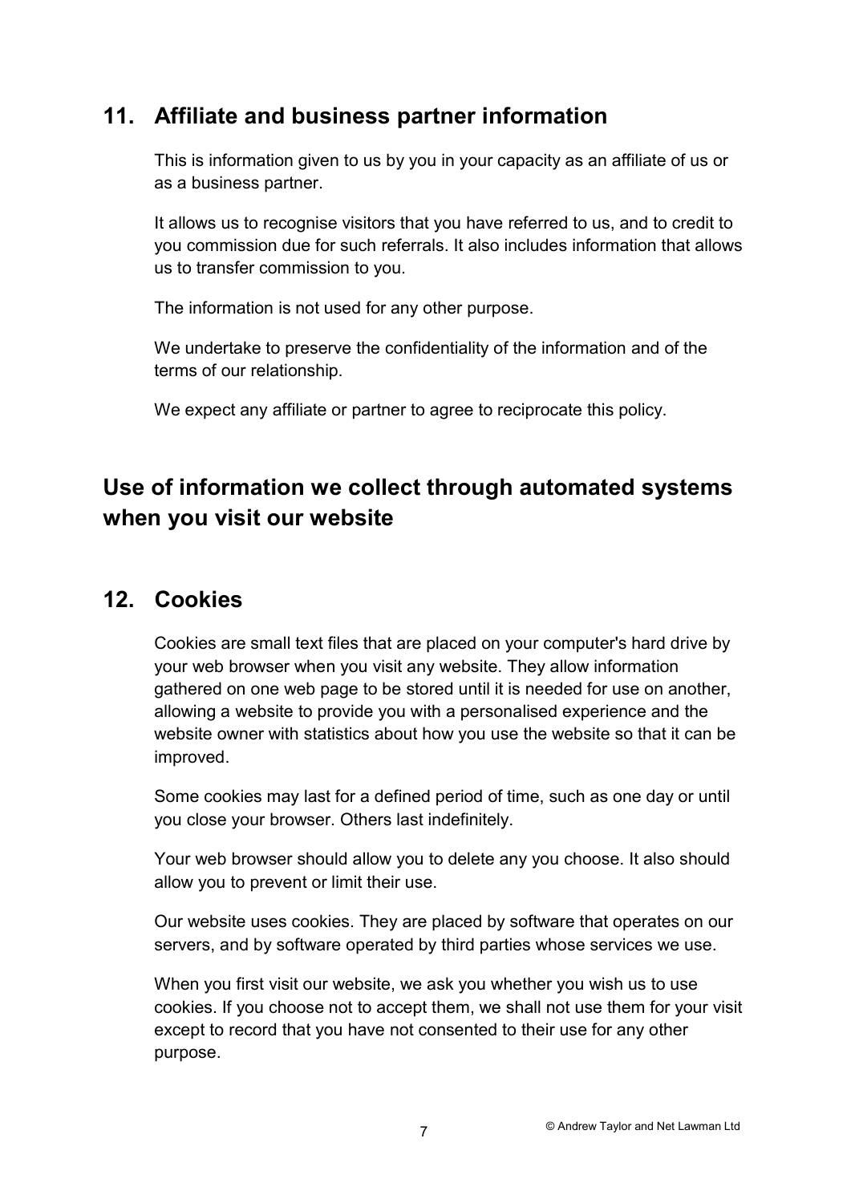## 11. Affiliate and business partner information

This is information given to us by you in your capacity as an affiliate of us or as a business partner.

It allows us to recognise visitors that you have referred to us, and to credit to you commission due for such referrals. It also includes information that allows us to transfer commission to you.

The information is not used for any other purpose.

We undertake to preserve the confidentiality of the information and of the terms of our relationship.

We expect any affiliate or partner to agree to reciprocate this policy.

## Use of information we collect through automated systems when you visit our website

## 12. Cookies

Cookies are small text files that are placed on your computer's hard drive by your web browser when you visit any website. They allow information gathered on one web page to be stored until it is needed for use on another, allowing a website to provide you with a personalised experience and the website owner with statistics about how you use the website so that it can be improved.

Some cookies may last for a defined period of time, such as one day or until you close your browser. Others last indefinitely.

Your web browser should allow you to delete any you choose. It also should allow you to prevent or limit their use.

Our website uses cookies. They are placed by software that operates on our servers, and by software operated by third parties whose services we use.

When you first visit our website, we ask you whether you wish us to use cookies. If you choose not to accept them, we shall not use them for your visit except to record that you have not consented to their use for any other purpose.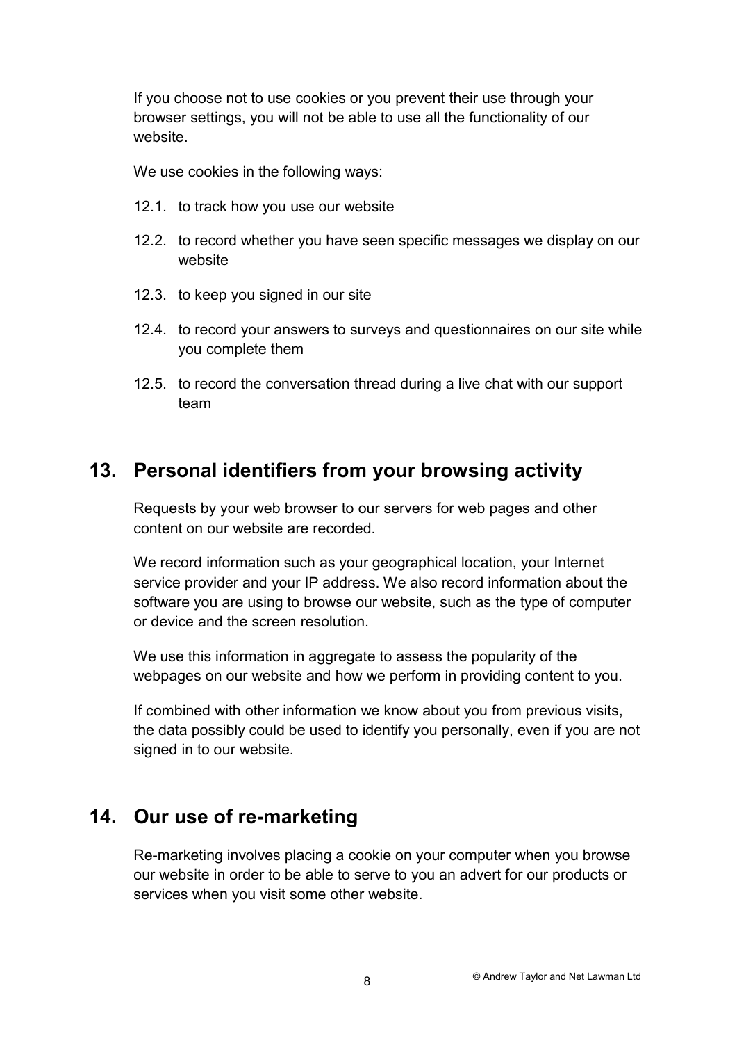If you choose not to use cookies or you prevent their use through your browser settings, you will not be able to use all the functionality of our website.

We use cookies in the following ways:

12.1. to track how you use our website

12.2. to record whether you have seen specific messages we display on our website

12.3. to keep you signed in our site

12.4. to record your answers to surveys and questionnaires on our site while you complete them

12.5. to record the conversation thread during a live chat with our support team

## 13. Personal identifiers from your browsing activity

Requests by your web browser to our servers for web pages and other content on our website are recorded.

We record information such as your geographical location, your Internet service provider and your IP address. We also record information about the software you are using to browse our website, such as the type of computer or device and the screen resolution.

We use this information in aggregate to assess the popularity of the webpages on our website and how we perform in providing content to you.

If combined with other information we know about you from previous visits, the data possibly could be used to identify you personally, even if you are not signed in to our website.

## 14. Our use of re-marketing

Re-marketing involves placing a cookie on your computer when you browse our website in order to be able to serve to you an advert for our products or services when you visit some other website.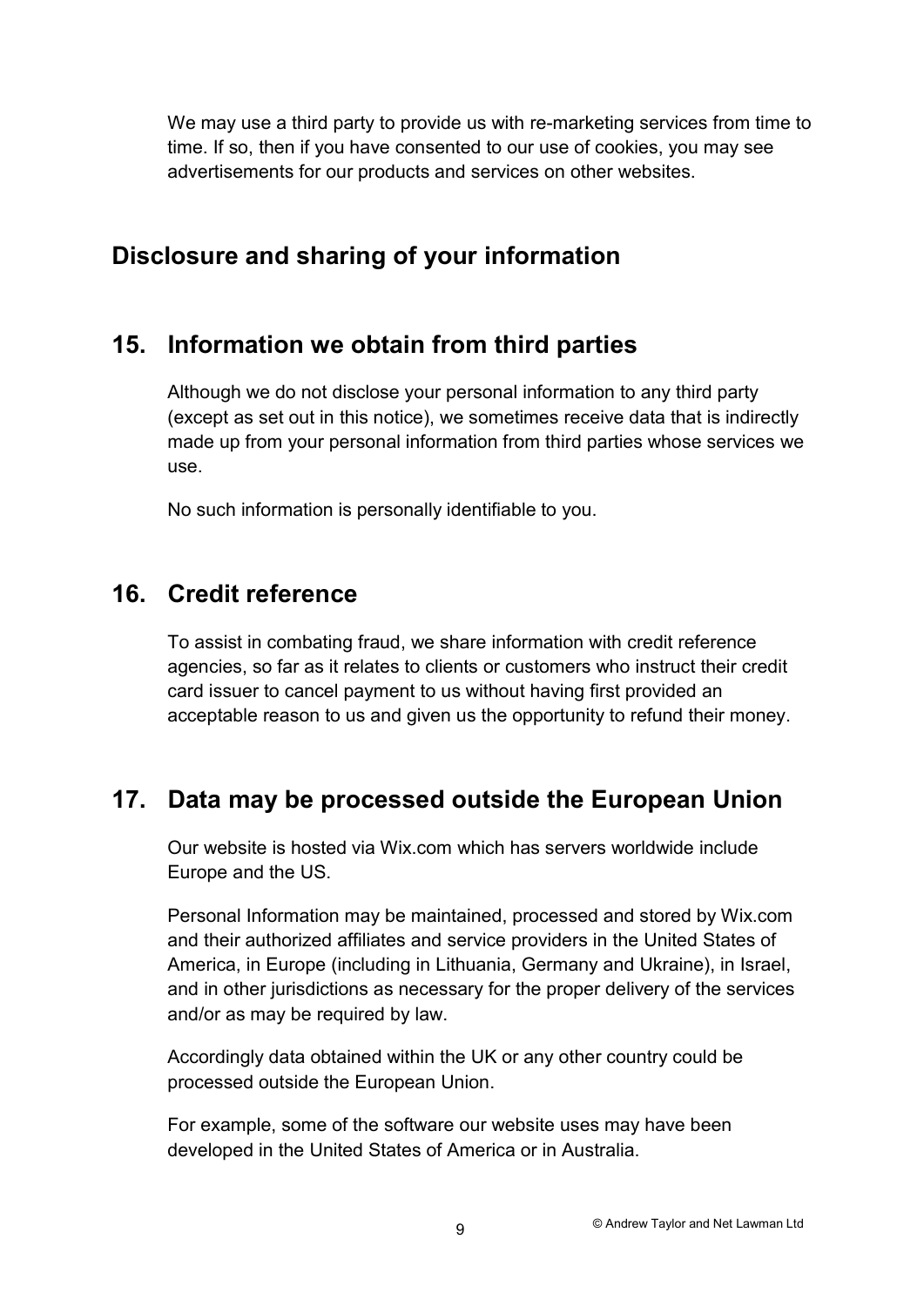We may use a third party to provide us with re-marketing services from time to time. If so, then if you have consented to our use of cookies, you may see advertisements for our products and services on other websites.

# Disclosure and sharing of your information

## 15. Information we obtain from third parties

Although we do not disclose your personal information to any third party (except as set out in this notice), we sometimes receive data that is indirectly made up from your personal information from third parties whose services we use.

No such information is personally identifiable to you.

## 16. Credit reference

To assist in combating fraud, we share information with credit reference agencies, so far as it relates to clients or customers who instruct their credit card issuer to cancel payment to us without having first provided an acceptable reason to us and given us the opportunity to refund their money.

## 17. Data may be processed outside the European Union

Our website is hosted via Wix.com which has servers worldwide include Europe and the US.

Personal Information may be maintained, processed and stored by Wix.com and their authorized affiliates and service providers in the United States of America, in Europe (including in Lithuania, Germany and Ukraine), in Israel, and in other jurisdictions as necessary for the proper delivery of the services and/or as may be required by law.

Accordingly data obtained within the UK or any other country could be processed outside the European Union.

For example, some of the software our website uses may have been developed in the United States of America or in Australia.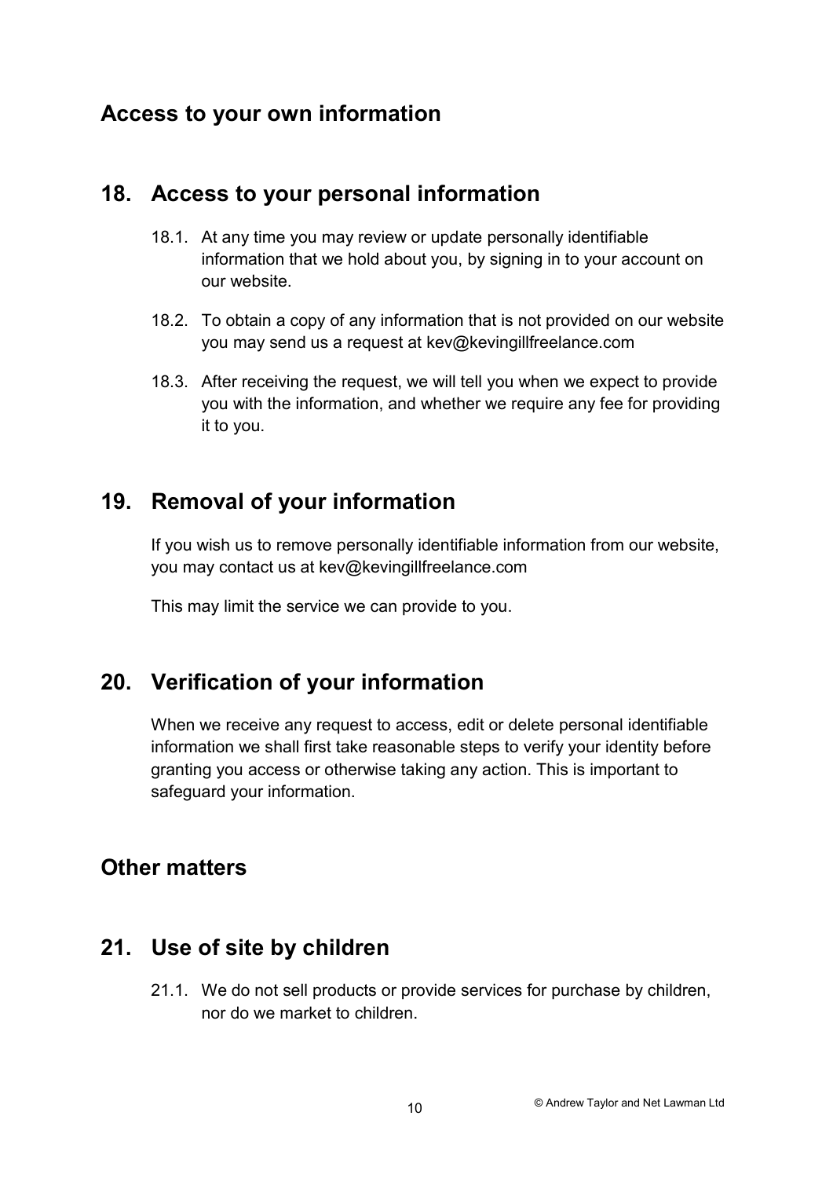## Access to your own information

## 18. Access to your personal information

18.1. At any time you may review or update personally identifiable information that we hold about you, by signing in to your account on our website.

18.2. To obtain a copy of any information that is not provided on our website you may send us a request at kev@kevingillfreelance.com

18.3. After receiving the request, we will tell you when we expect to provide you with the information, and whether we require any fee for providing it to you.

## 19. Removal of your information

If you wish us to remove personally identifiable information from our website, you may contact us at kev@kevingillfreelance.com

This may limit the service we can provide to you.

## 20. Verification of your information

When we receive any request to access, edit or delete personal identifiable information we shall first take reasonable steps to verify your identity before granting you access or otherwise taking any action. This is important to safeguard your information.

## Other matters

## 21. Use of site by children

21.1. We do not sell products or provide services for purchase by children, nor do we market to children.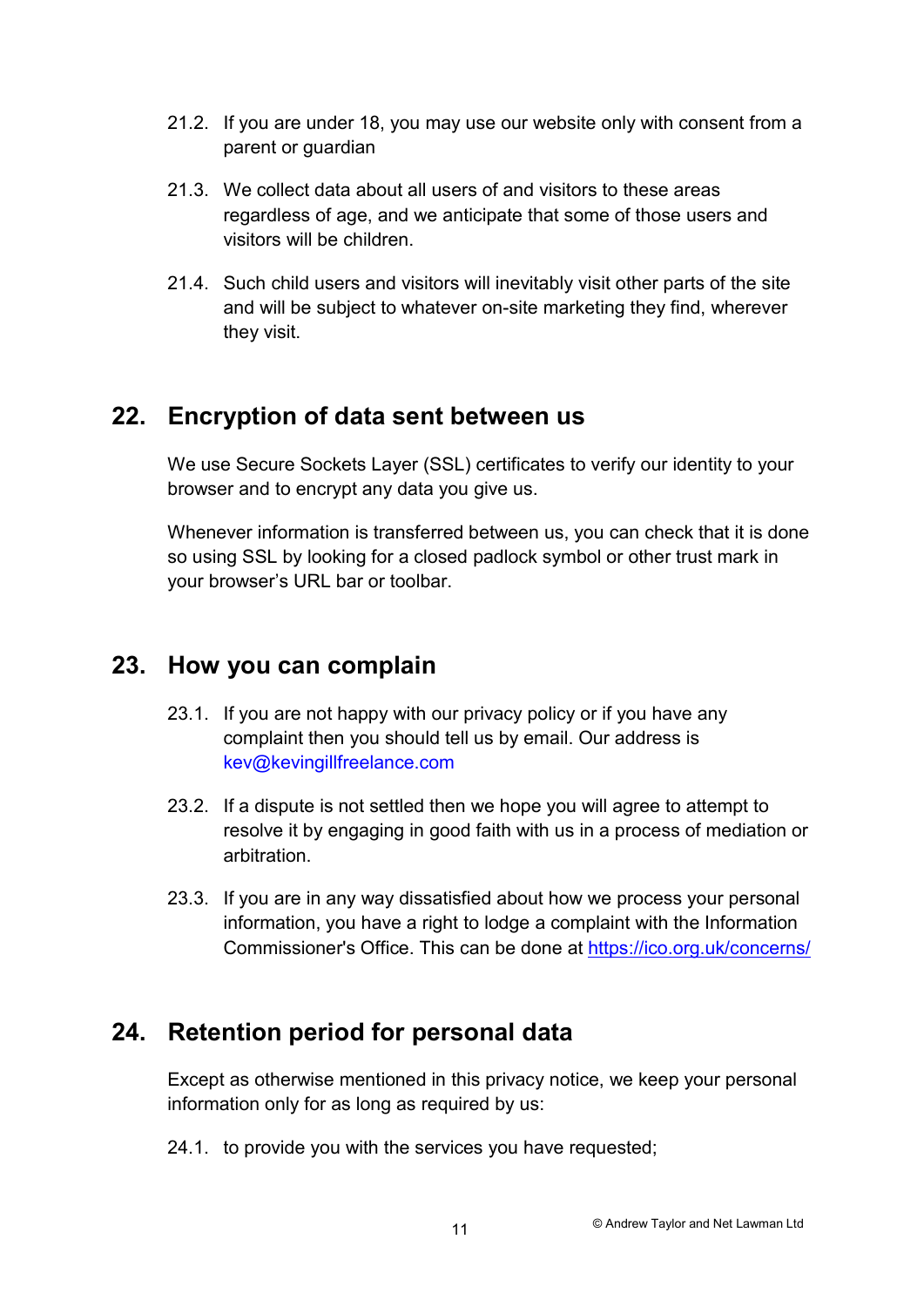21.2. If you are under 18, you may use our website only with consent from a parent or guardian

21.3. We collect data about all users of and visitors to these areas regardless of age, and we anticipate that some of those users and visitors will be children.

21.4. Such child users and visitors will inevitably visit other parts of the site and will be subject to whatever on-site marketing they find, wherever they visit.

## 22. Encryption of data sent between us

We use Secure Sockets Layer (SSL) certificates to verify our identity to your browser and to encrypt any data you give us.

Whenever information is transferred between us, you can check that it is done so using SSL by looking for a closed padlock symbol or other trust mark in your browser's URL bar or toolbar.

## 23. How you can complain

23.1. If you are not happy with our privacy policy or if you have any complaint then you should tell us by email. Our address is kev@kevingillfreelance.com

23.2. If a dispute is not settled then we hope you will agree to attempt to resolve it by engaging in good faith with us in a process of mediation or arbitration.

23.3. If you are in any way dissatisfied about how we process your personal information, you have a right to lodge a complaint with the Information Commissioner's Office. This can be done at https://ico.org.uk/concerns/

## 24. Retention period for personal data

Except as otherwise mentioned in this privacy notice, we keep your personal information only for as long as required by us:

24.1. to provide you with the services you have requested;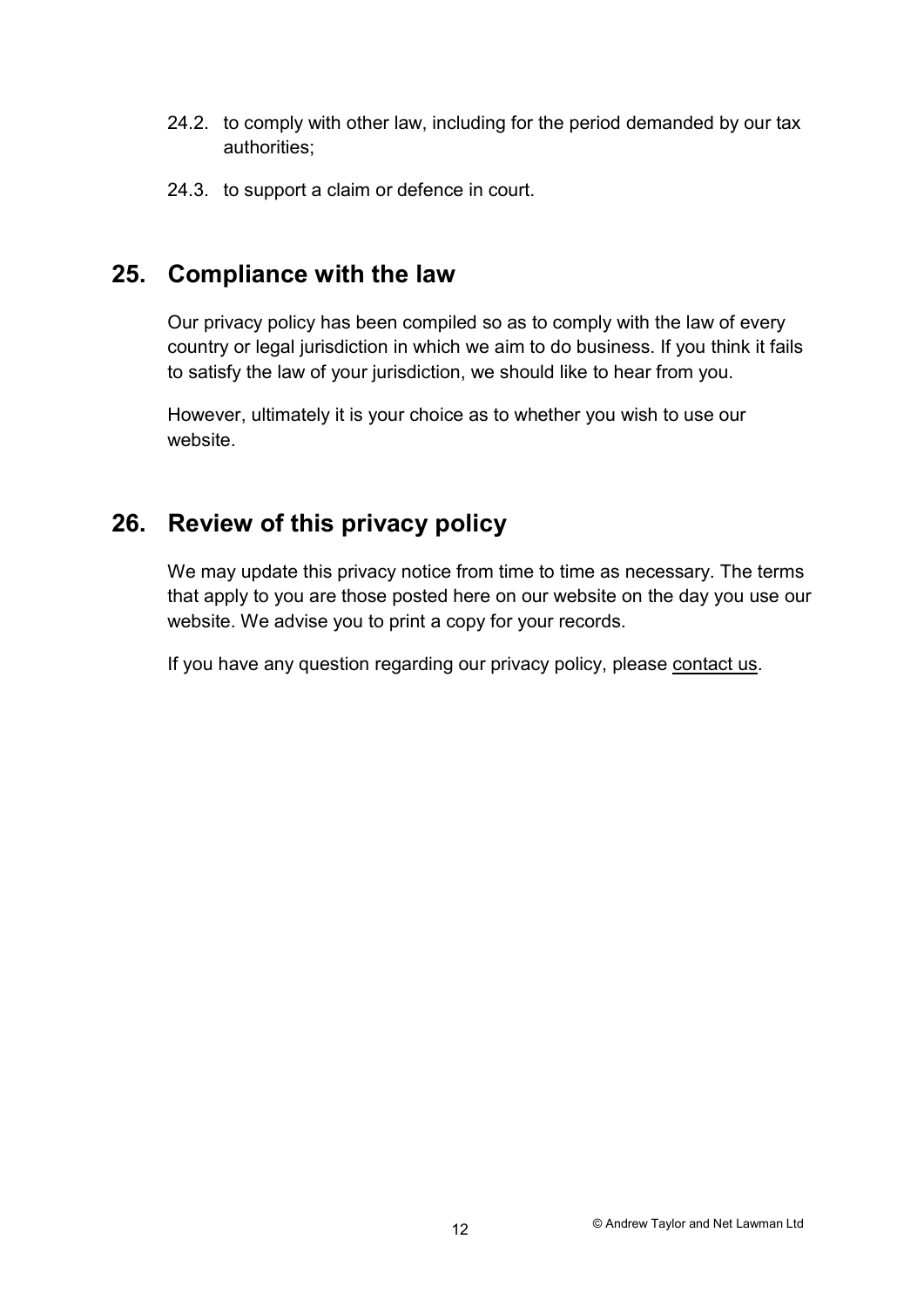24.2. to comply with other law, including for the period demanded by our tax authorities;

24.3. to support a claim or defence in court.

## 25. Compliance with the law

Our privacy policy has been compiled so as to comply with the law of every country or legal jurisdiction in which we aim to do business. If you think it fails to satisfy the law of your jurisdiction, we should like to hear from you.

However, ultimately it is your choice as to whether you wish to use our website.

## 26. Review of this privacy policy

We may update this privacy notice from time to time as necessary. The terms that apply to you are those posted here on our website on the day you use our website. We advise you to print a copy for your records.

If you have any question regarding our privacy policy, please contact us.

© Andrew Taylor and Net Lawman Ltd